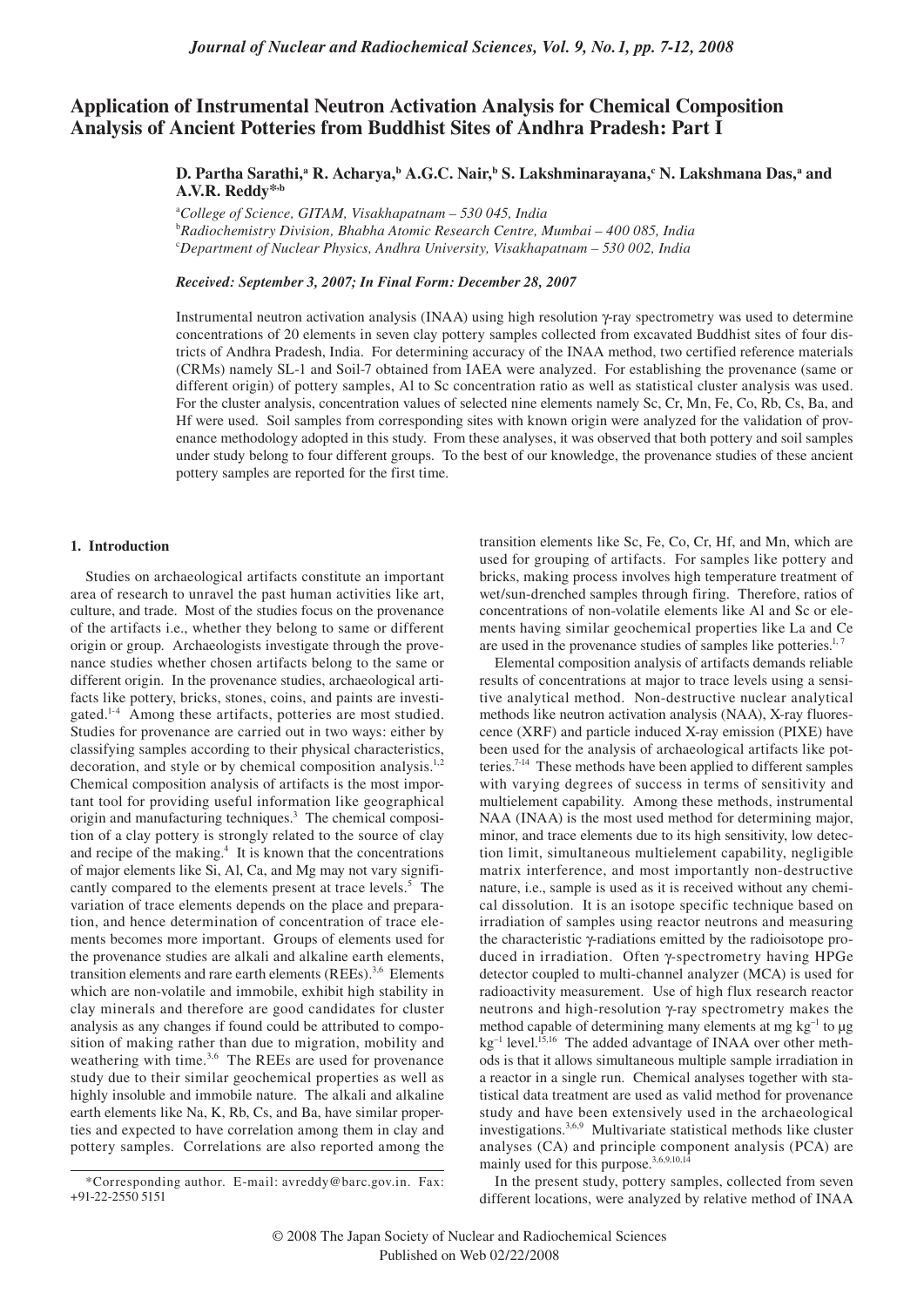# Application of Instrumental Neutron Activation Analysis for Chemical Composition Analysis of Ancient Potteries from Buddhist Sites of Andhra Pradesh: Part I

**D. Partha Sarathi,[a] R. Acharya,[b] A.G.C. Nair,[b] S. Lakshminarayana,[c] N. Lakshmana Das,[a] and A.V.R. Reddy*[,b]**

[a]*College of Science, GITAM, Visakhapatnam – 530 045, India*
[b]*Radiochemistry Division, Bhabha Atomic Research Centre, Mumbai – 400 085, India*
[c]*Department of Nuclear Physics, Andhra University, Visakhapatnam – 530 002, India*

***Received: September 3, 2007; In Final Form: December 28, 2007***

Instrumental neutron activation analysis (INAA) using high resolution γ-ray spectrometry was used to determine concentrations of 20 elements in seven clay pottery samples collected from excavated Buddhist sites of four districts of Andhra Pradesh, India. For determining accuracy of the INAA method, two certified reference materials (CRMs) namely SL-1 and Soil-7 obtained from IAEA were analyzed. For establishing the provenance (same or different origin) of pottery samples, Al to Sc concentration ratio as well as statistical cluster analysis was used. For the cluster analysis, concentration values of selected nine elements namely Sc, Cr, Mn, Fe, Co, Rb, Cs, Ba, and Hf were used. Soil samples from corresponding sites with known origin were analyzed for the validation of provenance methodology adopted in this study. From these analyses, it was observed that both pottery and soil samples under study belong to four different groups. To the best of our knowledge, the provenance studies of these ancient pottery samples are reported for the first time.

## 1. Introduction

Studies on archaeological artifacts constitute an important area of research to unravel the past human activities like art, culture, and trade. Most of the studies focus on the provenance of the artifacts i.e., whether they belong to same or different origin or group. Archaeologists investigate through the provenance studies whether chosen artifacts belong to the same or different origin. In the provenance studies, archaeological artifacts like pottery, bricks, stones, coins, and paints are investigated.[1-4] Among these artifacts, potteries are most studied. Studies for provenance are carried out in two ways: either by classifying samples according to their physical characteristics, decoration, and style or by chemical composition analysis.[1,2] Chemical composition analysis of artifacts is the most important tool for providing useful information like geographical origin and manufacturing techniques.[3] The chemical composition of a clay pottery is strongly related to the source of clay and recipe of the making.[4] It is known that the concentrations of major elements like Si, Al, Ca, and Mg may not vary significantly compared to the elements present at trace levels.[5] The variation of trace elements depends on the place and preparation, and hence determination of concentration of trace elements becomes more important. Groups of elements used for the provenance studies are alkali and alkaline earth elements, transition elements and rare earth elements (REEs).[3,6] Elements which are non-volatile and immobile, exhibit high stability in clay minerals and therefore are good candidates for cluster analysis as any changes if found could be attributed to composition of making rather than due to migration, mobility and weathering with time.[3,6] The REEs are used for provenance study due to their similar geochemical properties as well as highly insoluble and immobile nature. The alkali and alkaline earth elements like Na, K, Rb, Cs, and Ba, have similar properties and expected to have correlation among them in clay and pottery samples. Correlations are also reported among the transition elements like Sc, Fe, Co, Cr, Hf, and Mn, which are used for grouping of artifacts. For samples like pottery and bricks, making process involves high temperature treatment of wet/sun-drenched samples through firing. Therefore, ratios of concentrations of non-volatile elements like Al and Sc or elements having similar geochemical properties like La and Ce are used in the provenance studies of samples like potteries.[1,7]

Elemental composition analysis of artifacts demands reliable results of concentrations at major to trace levels using a sensitive analytical method. Non-destructive nuclear analytical methods like neutron activation analysis (NAA), X-ray fluorescence (XRF) and particle induced X-ray emission (PIXE) have been used for the analysis of archaeological artifacts like potteries.[7-14] These methods have been applied to different samples with varying degrees of success in terms of sensitivity and multielement capability. Among these methods, instrumental NAA (INAA) is the most used method for determining major, minor, and trace elements due to its high sensitivity, low detection limit, simultaneous multielement capability, negligible matrix interference, and most importantly non-destructive nature, i.e., sample is used as it is received without any chemical dissolution. It is an isotope specific technique based on irradiation of samples using reactor neutrons and measuring the characteristic γ-radiations emitted by the radioisotope produced in irradiation. γ-spectrometry having HPGe detector coupled to multi-channel analyzer (MCA) is used for radioactivity measurement. Use of high flux research reactor neutrons and high-resolution γ-ray spectrometry makes the method capable of determining many elements at mg $kg^{-1}$ to μg $kg^{-1}$ level.[15,16] The added advantage of INAA over other methods is that it allows simultaneous multiple sample irradiation in a reactor in a single run. Chemical analyses together with statistical data treatment are used as valid method for provenance study and have been extensively used in the archaeological investigations.[3,6,9] Multivariate statistical methods like cluster analyses (CA) and principle component analysis (PCA) are mainly used for this purpose.[3,6,9,10,14]

In the present study, pottery samples, collected from seven different locations, were analyzed by relative method of INAA

*Corresponding author. E-mail: avreddy@barc.gov.in. Fax: +91-22-2550 5151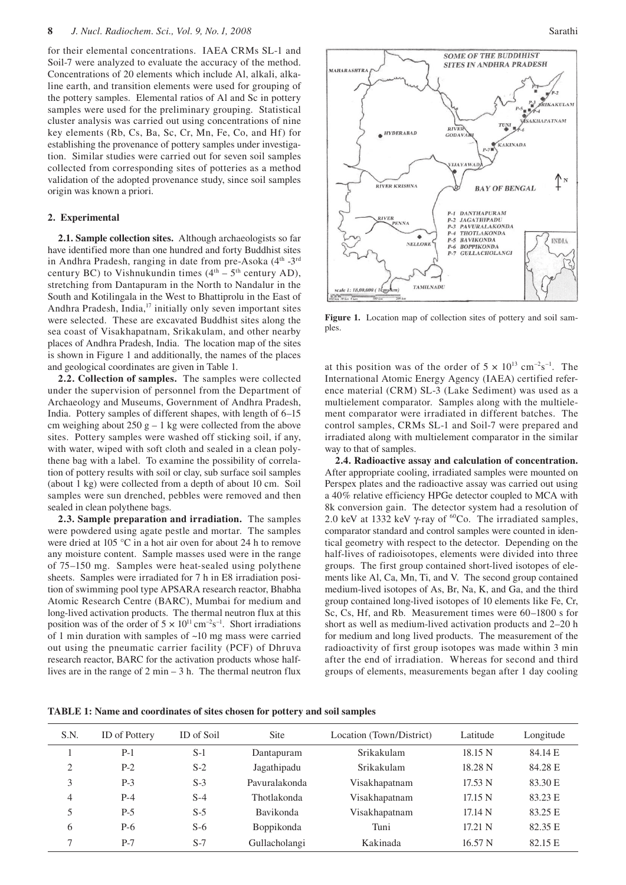for their elemental concentrations. IAEA CRMs SL-1 and Soil-7 were analyzed to evaluate the accuracy of the method. Concentrations of 20 elements which include Al, alkali, alkaline earth, and transition elements were used for grouping of the pottery samples. Elemental ratios of Al and Sc in pottery samples were used for the preliminary grouping. Statistical cluster analysis was carried out using concentrations of nine key elements (Rb, Cs, Ba, Sc, Cr, Mn, Fe, Co, and Hf) for establishing the provenance of pottery samples under investigation. Similar studies were carried out for seven soil samples collected from corresponding sites of potteries as a method validation of the adopted provenance study, since soil samples origin was known a priori.

## 2. Experimental

**2.1. Sample collection sites.** Although archaeologists so far have identified more than one hundred and forty Buddhist sites in Andhra Pradesh, ranging in date from pre-Asoka ($4^{th}$ -$3^{rd}$ century BC) to Vishnukundin times ($4^{th}$ – $5^{th}$ century AD), stretching from Dantapuram in the North to Nandalur in the South and Kotilingala in the West to Bhattiprolu in the East of Andhra Pradesh, India,[17] initially only seven important sites were selected. These are excavated Buddhist sites along the sea coast of Visakhapatnam, Srikakulam, and other nearby places of Andhra Pradesh, India. The location map of the sites is shown in Figure 1 and additionally, the names of the places and geological coordinates are given in Table 1.

**2.2. Collection of samples.** The samples were collected under the supervision of personnel from the Department of Archaeology and Museums, Government of Andhra Pradesh, India. Pottery samples of different shapes, with length of 6–15 cm weighing about 250 g – 1 kg were collected from the above sites. Pottery samples were washed off sticking soil, if any, with water, wiped with soft cloth and sealed in a clean polythene bag with a label. To examine the possibility of correlation of pottery results with soil or clay, sub surface soil samples (about 1 kg) were collected from a depth of about 10 cm. Soil samples were sun drenched, pebbles were removed and then sealed in clean polythene bags.

**2.3. Sample preparation and irradiation.** The samples were powdered using agate pestle and mortar. The samples were dried at 105 °C in a hot air oven for about 24 h to remove any moisture content. Sample masses used were in the range of 75–150 mg. Samples were heat-sealed using polythene sheets. Samples were irradiated for 7 h in E8 irradiation position of swimming pool type APSARA research reactor, Bhabha Atomic Research Centre (BARC), Mumbai for medium and long-lived activation products. The thermal neutron flux at this position was of the order of $5 \times 10^{11}$ cm$^{-2}$s$^{-1}$. Short irradiations of 1 min duration with samples of ~10 mg mass were carried out using the pneumatic carrier facility (PCF) of Dhruva research reactor, BARC for the activation products whose half-lives are in the range of 2 min – 3 h. The thermal neutron flux at this position was of the order of $5 \times 10^{13}$ cm$^{-2}$s$^{-1}$. The International Atomic Energy Agency (IAEA) certified reference material (CRM) SL-3 (Lake Sediment) was used as a multielement comparator. Samples along with the multielement comparator were irradiated in different batches. The control samples, CRMs SL-1 and Soil-7 were prepared and irradiated along with multielement comparator in the similar way to that of samples.

**2.4. Radioactive assay and calculation of concentration.** After appropriate cooling, irradiated samples were mounted on Perspex plates and the radioactive assay was carried out using a 40% relative efficiency HPGe detector coupled to MCA with 8k conversion gain. The detector system had a resolution of 2.0 keV at 1332 keV γ-ray of $^{60}$Co. The irradiated samples, comparator standard and control samples were counted in identical geometry with respect to the detector. Depending on the half-lives of radioisotopes, elements were divided into three groups. The first group contained short-lived isotopes of elements like Al, Ca, Mn, Ti, and V. The second group contained medium-lived isotopes of As, Br, Na, K, and Ga, and the third group contained long-lived isotopes of 10 elements like Fe, Cr, Sc, Cs, Hf, and Rb. Measurement times were 60–1800 s for short as well as medium-lived activation products and 2–20 h for medium and long lived products. The measurement of the radioactivity of first group isotopes was made within 3 min after the end of irradiation. Whereas for second and third groups of elements, measurements began after 1 day cooling

**Figure 1.** Location map of collection sites of pottery and soil samples.

**TABLE 1: Name and coordinates of sites chosen for pottery and soil samples**

| S.N. | ID of Pottery | ID of Soil | Site | Location (Town/District) | Latitude | Longitude |
|---|---|---|---|---|---|---|
| 1 | P-1 | S-1 | Dantapuram | Srikakulam | 18.15 N | 84.14 E |
| 2 | P-2 | S-2 | Jagathipadu | Srikakulam | 18.28 N | 84.28 E |
| 3 | P-3 | S-3 | Pavuralakonda | Visakhapatnam | 17.53 N | 83.30 E |
| 4 | P-4 | S-4 | Thotlakonda | Visakhapatnam | 17.15 N | 83.23 E |
| 5 | P-5 | S-5 | Bavikonda | Visakhapatnam | 17.14 N | 83.25 E |
| 6 | P-6 | S-6 | Boppikonda | Tuni | 17.21 N | 82.35 E |
| 7 | P-7 | S-7 | Gullacholangi | Kakinada | 16.57 N | 82.15 E |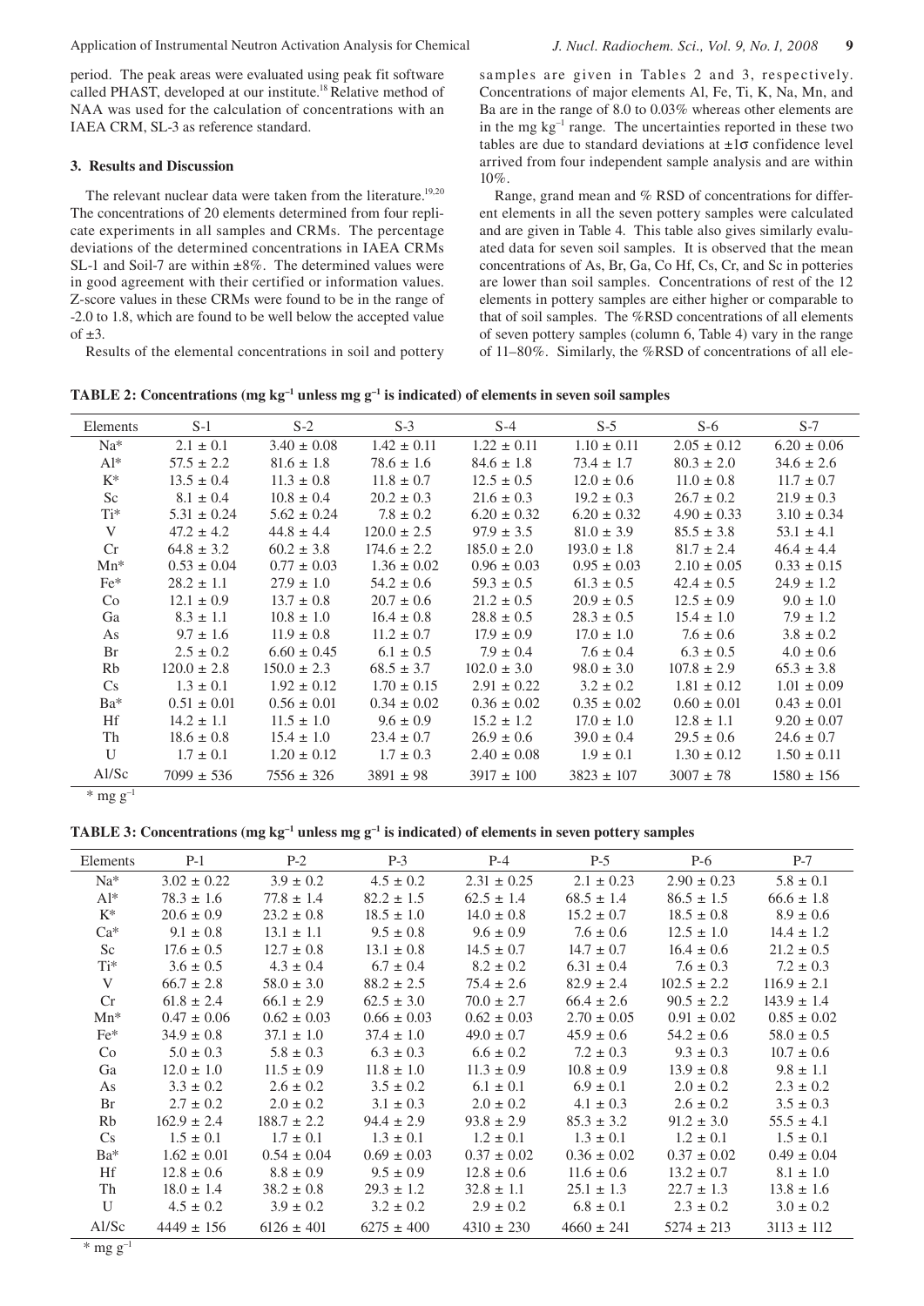period. The peak areas were evaluated using peak fit software called PHAST, developed at our institute.[18] Relative method of NAA was used for the calculation of concentrations with an IAEA CRM, SL-3 as reference standard.

### 3. Results and Discussion

The relevant nuclear data were taken from the literature.[19,20] The concentrations of 20 elements determined from four replicate experiments in all samples and CRMs. The percentage deviations of the determined concentrations in IAEA CRMs SL-1 and Soil-7 are within ±8%. The determined values were in good agreement with their certified or information values. Z-score values in these CRMs were found to be in the range of -2.0 to 1.8, which are found to be well below the accepted value of ±3.

Results of the elemental concentrations in soil and pottery samples are given in Tables 2 and 3, respectively. Concentrations of major elements Al, Fe, Ti, K, Na, Mn, and Ba are in the range of 8.0 to 0.03% whereas other elements are in the mg $kg^{-1}$ range. The uncertainties reported in these two tables are due to standard deviations at ±1σ confidence level arrived from four independent sample analysis and are within 10%.

Range, grand mean and % RSD of concentrations for different elements in all the seven pottery samples were calculated and are given in Table 4. This table also gives similarly evaluated data for seven soil samples. It is observed that the mean concentrations of As, Br, Ga, Co Hf, Cs, Cr, and Sc in potteries are lower than soil samples. Concentrations of rest of the 12 elements in pottery samples are either higher or comparable to that of soil samples. The %RSD concentrations of all elements of seven pottery samples (column 6, Table 4) vary in the range of 11–80%. Similarly, the %RSD of concentrations of all ele-

**TABLE 2: Concentrations (mg $kg^{-1}$ unless mg $g^{-1}$ is indicated) of elements in seven soil samples**

| Elements | S-1 | S-2 | S-3 | S-4 | S-5 | S-6 | S-7 |
|---|---|---|---|---|---|---|---|
| Na* | 2.1 ± 0.1 | 3.40 ± 0.08 | 1.42 ± 0.11 | 1.22 ± 0.11 | 1.10 ± 0.11 | 2.05 ± 0.12 | 6.20 ± 0.06 |
| Al* | 57.5 ± 2.2 | 81.6 ± 1.8 | 78.6 ± 1.6 | 84.6 ± 1.8 | 73.4 ± 1.7 | 80.3 ± 2.0 | 34.6 ± 2.6 |
| K* | 13.5 ± 0.4 | 11.3 ± 0.8 | 11.8 ± 0.7 | 12.5 ± 0.5 | 12.0 ± 0.6 | 11.0 ± 0.8 | 11.7 ± 0.7 |
| Sc | 8.1 ± 0.4 | 10.8 ± 0.4 | 20.2 ± 0.3 | 21.6 ± 0.3 | 19.2 ± 0.3 | 26.7 ± 0.2 | 21.9 ± 0.3 |
| Ti* | 5.31 ± 0.24 | 5.62 ± 0.24 | 7.8 ± 0.2 | 6.20 ± 0.32 | 6.20 ± 0.32 | 4.90 ± 0.33 | 3.10 ± 0.34 |
| V | 47.2 ± 4.2 | 44.8 ± 4.4 | 120.0 ± 2.5 | 97.9 ± 3.5 | 81.0 ± 3.9 | 85.5 ± 3.8 | 53.1 ± 4.1 |
| Cr | 64.8 ± 3.2 | 60.2 ± 3.8 | 174.6 ± 2.2 | 185.0 ± 2.0 | 193.0 ± 1.8 | 81.7 ± 2.4 | 46.4 ± 4.4 |
| Mn* | 0.53 ± 0.04 | 0.77 ± 0.03 | 1.36 ± 0.02 | 0.96 ± 0.03 | 0.95 ± 0.03 | 2.10 ± 0.05 | 0.33 ± 0.15 |
| Fe* | 28.2 ± 1.1 | 27.9 ± 1.0 | 54.2 ± 0.6 | 59.3 ± 0.5 | 61.3 ± 0.5 | 42.4 ± 0.5 | 24.9 ± 1.2 |
| Co | 12.1 ± 0.9 | 13.7 ± 0.8 | 20.7 ± 0.6 | 21.2 ± 0.5 | 20.9 ± 0.5 | 12.5 ± 0.9 | 9.0 ± 1.0 |
| Ga | 8.3 ± 1.1 | 10.8 ± 1.0 | 16.4 ± 0.8 | 28.8 ± 0.5 | 28.3 ± 0.5 | 15.4 ± 1.0 | 7.9 ± 1.2 |
| As | 9.7 ± 1.6 | 11.9 ± 0.8 | 11.2 ± 0.7 | 17.9 ± 0.9 | 17.0 ± 1.0 | 7.6 ± 0.6 | 3.8 ± 0.2 |
| Br | 2.5 ± 0.2 | 6.60 ± 0.45 | 6.1 ± 0.5 | 7.9 ± 0.4 | 7.6 ± 0.4 | 6.3 ± 0.5 | 4.0 ± 0.6 |
| Rb | 120.0 ± 2.8 | 150.0 ± 2.3 | 68.5 ± 3.7 | 102.0 ± 3.0 | 98.0 ± 3.0 | 107.8 ± 2.9 | 65.3 ± 3.8 |
| Cs | 1.3 ± 0.1 | 1.92 ± 0.12 | 1.70 ± 0.15 | 2.91 ± 0.22 | 3.2 ± 0.2 | 1.81 ± 0.12 | 1.01 ± 0.09 |
| Ba* | 0.51 ± 0.01 | 0.56 ± 0.01 | 0.34 ± 0.02 | 0.36 ± 0.02 | 0.35 ± 0.02 | 0.60 ± 0.01 | 0.43 ± 0.01 |
| Hf | 14.2 ± 1.1 | 11.5 ± 1.0 | 9.6 ± 0.9 | 15.2 ± 1.2 | 17.0 ± 1.0 | 12.8 ± 1.1 | 9.20 ± 0.07 |
| Th | 18.6 ± 0.8 | 15.4 ± 1.0 | 23.4 ± 0.7 | 26.9 ± 0.6 | 39.0 ± 0.4 | 29.5 ± 0.6 | 24.6 ± 0.7 |
| U | 1.7 ± 0.1 | 1.20 ± 0.12 | 1.7 ± 0.3 | 2.40 ± 0.08 | 1.9 ± 0.1 | 1.30 ± 0.12 | 1.50 ± 0.11 |
| Al/Sc | 7099 ± 536 | 7556 ± 326 | 3891 ± 98 | 3917 ± 100 | 3823 ± 107 | 3007 ± 78 | 1580 ± 156 |

\* mg $g^{-1}$

**TABLE 3: Concentrations (mg $kg^{-1}$ unless mg $g^{-1}$ is indicated) of elements in seven pottery samples**

| Elements | P-1 | P-2 | P-3 | P-4 | P-5 | P-6 | P-7 |
|---|---|---|---|---|---|---|---|
| Na* | 3.02 ± 0.22 | 3.9 ± 0.2 | 4.5 ± 0.2 | 2.31 ± 0.25 | 2.1 ± 0.23 | 2.90 ± 0.23 | 5.8 ± 0.1 |
| Al* | 78.3 ± 1.6 | 77.8 ± 1.4 | 82.2 ± 1.5 | 62.5 ± 1.4 | 68.5 ± 1.4 | 86.5 ± 1.5 | 66.6 ± 1.8 |
| K* | 20.6 ± 0.9 | 23.2 ± 0.8 | 18.5 ± 1.0 | 14.0 ± 0.8 | 15.2 ± 0.7 | 18.5 ± 0.8 | 8.9 ± 0.6 |
| Ca* | 9.1 ± 0.8 | 13.1 ± 1.1 | 9.5 ± 0.8 | 9.6 ± 0.9 | 7.6 ± 0.6 | 12.5 ± 1.0 | 14.4 ± 1.2 |
| Sc | 17.6 ± 0.5 | 12.7 ± 0.8 | 13.1 ± 0.8 | 14.5 ± 0.7 | 14.7 ± 0.7 | 16.4 ± 0.6 | 21.2 ± 0.5 |
| Ti* | 3.6 ± 0.5 | 4.3 ± 0.4 | 6.7 ± 0.4 | 8.2 ± 0.2 | 6.31 ± 0.4 | 7.6 ± 0.3 | 7.2 ± 0.3 |
| V | 66.7 ± 2.8 | 58.0 ± 3.0 | 88.2 ± 2.5 | 75.4 ± 2.6 | 82.9 ± 2.4 | 102.5 ± 2.2 | 116.9 ± 2.1 |
| Cr | 61.8 ± 2.4 | 66.1 ± 2.9 | 62.5 ± 3.0 | 70.0 ± 2.7 | 66.4 ± 2.6 | 90.5 ± 2.2 | 143.9 ± 1.4 |
| Mn* | 0.47 ± 0.06 | 0.62 ± 0.03 | 0.66 ± 0.03 | 0.62 ± 0.03 | 2.70 ± 0.05 | 0.91 ± 0.02 | 0.85 ± 0.02 |
| Fe* | 34.9 ± 0.8 | 37.1 ± 1.0 | 37.4 ± 1.0 | 49.0 ± 0.7 | 45.9 ± 0.6 | 54.2 ± 0.6 | 58.0 ± 0.5 |
| Co | 5.0 ± 0.3 | 5.8 ± 0.3 | 6.3 ± 0.3 | 6.6 ± 0.2 | 7.2 ± 0.3 | 9.3 ± 0.3 | 10.7 ± 0.6 |
| Ga | 12.0 ± 1.0 | 11.5 ± 0.9 | 11.8 ± 1.0 | 11.3 ± 0.9 | 10.8 ± 0.9 | 13.9 ± 0.8 | 9.8 ± 1.1 |
| As | 3.3 ± 0.2 | 2.6 ± 0.2 | 3.5 ± 0.2 | 6.1 ± 0.1 | 6.9 ± 0.1 | 2.0 ± 0.2 | 2.3 ± 0.2 |
| Br | 2.7 ± 0.2 | 2.0 ± 0.2 | 3.1 ± 0.3 | 2.0 ± 0.2 | 4.1 ± 0.3 | 2.6 ± 0.2 | 3.5 ± 0.3 |
| Rb | 162.9 ± 2.4 | 188.7 ± 2.2 | 94.4 ± 2.9 | 93.8 ± 2.9 | 85.3 ± 3.2 | 91.2 ± 3.0 | 55.5 ± 4.1 |
| Cs | 1.5 ± 0.1 | 1.7 ± 0.1 | 1.3 ± 0.1 | 1.2 ± 0.1 | 1.3 ± 0.1 | 1.2 ± 0.1 | 1.5 ± 0.1 |
| Ba* | 1.62 ± 0.01 | 0.54 ± 0.04 | 0.69 ± 0.03 | 0.37 ± 0.02 | 0.36 ± 0.02 | 0.37 ± 0.02 | 0.49 ± 0.04 |
| Hf | 12.8 ± 0.6 | 8.8 ± 0.9 | 9.5 ± 0.9 | 12.8 ± 0.6 | 11.6 ± 0.6 | 13.2 ± 0.7 | 8.1 ± 1.0 |
| Th | 18.0 ± 1.4 | 38.2 ± 0.8 | 29.3 ± 1.2 | 32.8 ± 1.1 | 25.1 ± 1.3 | 22.7 ± 1.3 | 13.8 ± 1.6 |
| U | 4.5 ± 0.2 | 3.9 ± 0.2 | 3.2 ± 0.2 | 2.9 ± 0.2 | 6.8 ± 0.1 | 2.3 ± 0.2 | 3.0 ± 0.2 |
| Al/Sc | 4449 ± 156 | 6126 ± 401 | 6275 ± 400 | 4310 ± 230 | 4660 ± 241 | 5274 ± 213 | 3113 ± 112 |

\* mg $g^{-1}$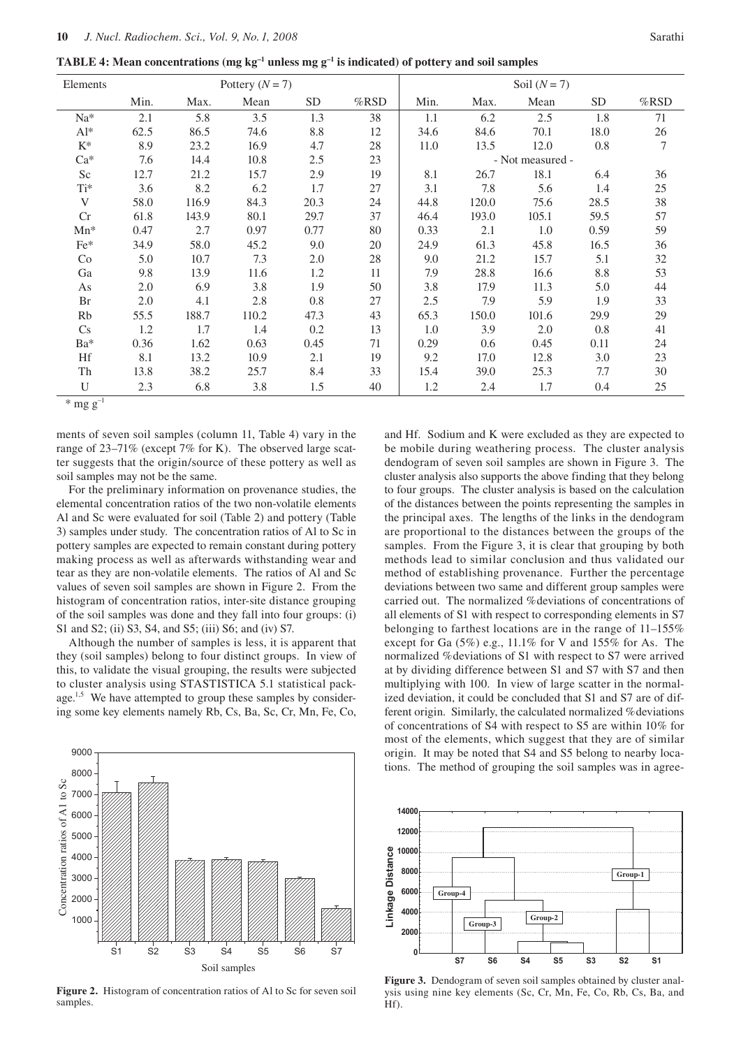**TABLE 4: Mean concentrations (mg kg$^{-1}$ unless mg g$^{-1}$ is indicated) of pottery and soil samples**

| Elements | Pottery ($N$ = 7) | | | | | Soil ($N$ = 7) | | | | |
|---|---|---|---|---|---|---|---|---|---|---|
| | Min. | Max. | Mean | SD | %RSD | Min. | Max. | Mean | SD | %RSD |
| Na* | 2.1 | 5.8 | 3.5 | 1.3 | 38 | 1.1 | 6.2 | 2.5 | 1.8 | 71 |
| Al* | 62.5 | 86.5 | 74.6 | 8.8 | 12 | 34.6 | 84.6 | 70.1 | 18.0 | 26 |
| K* | 8.9 | 23.2 | 16.9 | 4.7 | 28 | 11.0 | 13.5 | 12.0 | 0.8 | 7 |
| Ca* | 7.6 | 14.4 | 10.8 | 2.5 | 23 | - Not measured - | | | | |
| Sc | 12.7 | 21.2 | 15.7 | 2.9 | 19 | 8.1 | 26.7 | 18.1 | 6.4 | 36 |
| Ti* | 3.6 | 8.2 | 6.2 | 1.7 | 27 | 3.1 | 7.8 | 5.6 | 1.4 | 25 |
| V | 58.0 | 116.9 | 84.3 | 20.3 | 24 | 44.8 | 120.0 | 75.6 | 28.5 | 38 |
| Cr | 61.8 | 143.9 | 80.1 | 29.7 | 37 | 46.4 | 193.0 | 105.1 | 59.5 | 57 |
| Mn* | 0.47 | 2.7 | 0.97 | 0.77 | 80 | 0.33 | 2.1 | 1.0 | 0.59 | 59 |
| Fe* | 34.9 | 58.0 | 45.2 | 9.0 | 20 | 24.9 | 61.3 | 45.8 | 16.5 | 36 |
| Co | 5.0 | 10.7 | 7.3 | 2.0 | 28 | 9.0 | 21.2 | 15.7 | 5.1 | 32 |
| Ga | 9.8 | 13.9 | 11.6 | 1.2 | 11 | 7.9 | 28.8 | 16.6 | 8.8 | 53 |
| As | 2.0 | 6.9 | 3.8 | 1.9 | 50 | 3.8 | 17.9 | 11.3 | 5.0 | 44 |
| Br | 2.0 | 4.1 | 2.8 | 0.8 | 27 | 2.5 | 7.9 | 5.9 | 1.9 | 33 |
| Rb | 55.5 | 188.7 | 110.2 | 47.3 | 43 | 65.3 | 150.0 | 101.6 | 29.9 | 29 |
| Cs | 1.2 | 1.7 | 1.4 | 0.2 | 13 | 1.0 | 3.9 | 2.0 | 0.8 | 41 |
| Ba* | 0.36 | 1.62 | 0.63 | 0.45 | 71 | 0.29 | 0.6 | 0.45 | 0.11 | 24 |
| Hf | 8.1 | 13.2 | 10.9 | 2.1 | 19 | 9.2 | 17.0 | 12.8 | 3.0 | 23 |
| Th | 13.8 | 38.2 | 25.7 | 8.4 | 33 | 15.4 | 39.0 | 25.3 | 7.7 | 30 |
| U | 2.3 | 6.8 | 3.8 | 1.5 | 40 | 1.2 | 2.4 | 1.7 | 0.4 | 25 |

\* mg g$^{-1}$

ments of seven soil samples (column 11, Table 4) vary in the range of 23–71% (except 7% for K). The observed large scatter suggests that the origin/source of these pottery as well as soil samples may not be the same.

For the preliminary information on provenance studies, the elemental concentration ratios of the two non-volatile elements Al and Sc were evaluated for soil (Table 2) and pottery (Table 3) samples under study. The concentration ratios of Al to Sc in pottery samples are expected to remain constant during pottery making process as well as afterwards withstanding wear and tear as they are non-volatile elements. The ratios of Al and Sc values of seven soil samples are shown in Figure 2. From the histogram of concentration ratios, inter-site distance grouping of the soil samples was done and they fall into four groups: (i) S1 and S2; (ii) S3, S4, and S5; (iii) S6; and (iv) S7.

Although the number of samples is less, it is apparent that they (soil samples) belong to four distinct groups. In view of this, to validate the visual grouping, the results were subjected to cluster analysis using STASTISTICA 5.1 statistical package.[1,5] We have attempted to group these samples by considering some key elements namely Rb, Cs, Ba, Sc, Cr, Mn, Fe, Co, and Hf. Sodium and K were excluded as they are expected to be mobile during weathering process. The cluster analysis dendogram of seven soil samples are shown in Figure 3. The cluster analysis also supports the above finding that they belong to four groups. The cluster analysis is based on the calculation of the distances between the points representing the samples in the principal axes. The lengths of the links in the dendogram are proportional to the distances between the groups of the samples. From the Figure 3, it is clear that grouping by both methods lead to similar conclusion and thus validated our method of establishing provenance. Further the percentage deviations between two same and different group samples were carried out. The normalized %deviations of concentrations of all elements of S1 with respect to corresponding elements in S7 belonging to farthest locations are in the range of 11–155% except for Ga (5%) e.g., 11.1% for V and 155% for As. The normalized %deviations of S1 with respect to S7 were arrived at by dividing difference between S1 and S7 with S7 and then multiplying with 100. In view of large scatter in the normalized deviation, it could be concluded that S1 and S7 are of different origin. Similarly, the calculated normalized %deviations of concentrations of S4 with respect to S5 are within 10% for most of the elements, which suggest that they are of similar origin. It may be noted that S4 and S5 belong to nearby locations. The method of grouping the soil samples was in agree-

**Figure 2.** Histogram of concentration ratios of Al to Sc for seven soil samples.

**Figure 3.** Dendogram of seven soil samples obtained by cluster analysis using nine key elements (Sc, Cr, Mn, Fe, Co, Rb, Cs, Ba, and Hf).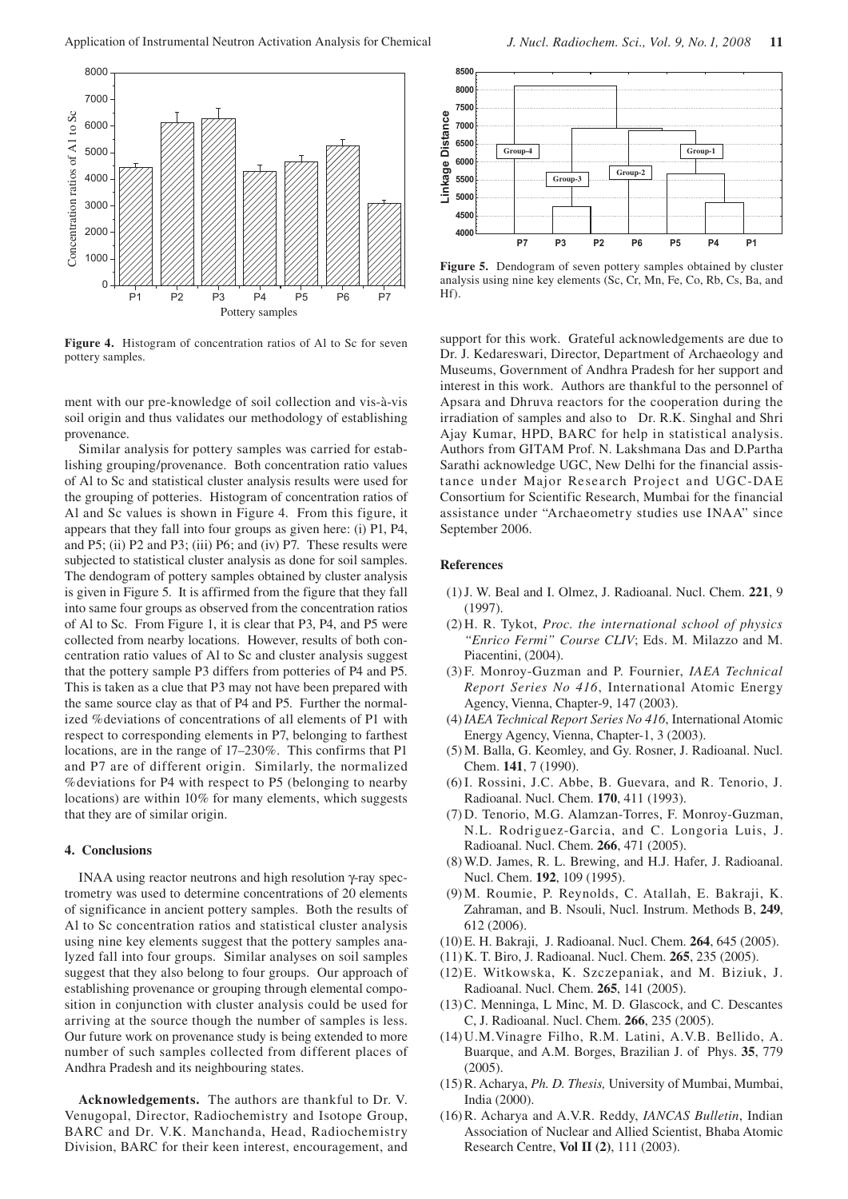Figure 4. Histogram of concentration ratios of Al to Sc for seven pottery samples.

Figure 5. Dendogram of seven pottery samples obtained by cluster analysis using nine key elements (Sc, Cr, Mn, Fe, Co, Rb, Cs, Ba, and Hf).

ment with our pre-knowledge of soil collection and vis-à-vis soil origin and thus validates our methodology of establishing provenance.

Similar analysis for pottery samples was carried for establishing grouping/provenance. Both concentration ratio values of Al to Sc and statistical cluster analysis results were used for the grouping of potteries. Histogram of concentration ratios of Al and Sc values is shown in Figure 4. From this figure, it appears that they fall into four groups as given here: (i) P1, P4, and P5; (ii) P2 and P3; (iii) P6; and (iv) P7. These results were subjected to statistical cluster analysis as done for soil samples. The dendogram of pottery samples obtained by cluster analysis is given in Figure 5. It is affirmed from the figure that they fall into same four groups as observed from the concentration ratios of Al to Sc. From Figure 1, it is clear that P3, P4, and P5 were collected from nearby locations. However, results of both concentration ratio values of Al to Sc and cluster analysis suggest that the pottery sample P3 differs from potteries of P4 and P5. This is taken as a clue that P3 may not have been prepared with the same source clay as that of P4 and P5. Further the normalized %deviations of concentrations of all elements of P1 with respect to corresponding elements in P7, belonging to farthest locations, are in the range of 17–230%. This confirms that P1 and P7 are of different origin. Similarly, the normalized %deviations for P4 with respect to P5 (belonging to nearby locations) are within 10% for many elements, which suggests that they are of similar origin.

## 4. Conclusions

INAA using reactor neutrons and high resolution γ-ray spectrometry was used to determine concentrations of 20 elements of significance in ancient pottery samples. Both the results of Al to Sc concentration ratios and statistical cluster analysis using nine key elements suggest that the pottery samples analyzed fall into four groups. Similar analyses on soil samples suggest that they also belong to four groups. Our approach of establishing provenance or grouping through elemental composition in conjunction with cluster analysis could be used for arriving at the source though the number of samples is less. Our future work on provenance study is being extended to more number of such samples collected from different places of Andhra Pradesh and its neighbouring states.

**Acknowledgements.** The authors are thankful to Dr. V. Venugopal, Director, Radiochemistry and Isotope Group, BARC and Dr. V.K. Manchanda, Head, Radiochemistry Division, BARC for their keen interest, encouragement, and support for this work. Grateful acknowledgements are due to Dr. J. Kedareswari, Director, Department of Archaeology and Museums, Government of Andhra Pradesh for her support and interest in this work. Authors are thankful to the personnel of Apsara and Dhruva reactors for the cooperation during the irradiation of samples and also to Dr. R.K. Singhal and Shri Ajay Kumar, HPD, BARC for help in statistical analysis. Authors from GITAM Prof. N. Lakshmana Das and D.Partha Sarathi acknowledge UGC, New Delhi for the financial assistance under Major Research Project and UGC-DAE Consortium for Scientific Research, Mumbai for the financial assistance under "Archaeometry studies use INAA" since September 2006.

### References

(1) J. W. Beal and I. Olmez, J. Radioanal. Nucl. Chem. **221**, 9 (1997).

(2) H. R. Tykot, *Proc. the international school of physics "Enrico Fermi" Course CLIV*; Eds. M. Milazzo and M. Piacentini, (2004).

(3) F. Monroy-Guzman and P. Fournier, *IAEA Technical Report Series No 416*, International Atomic Energy Agency, Vienna, Chapter-9, 147 (2003).

(4) *IAEA Technical Report Series No 416*, International Atomic Energy Agency, Vienna, Chapter-1, 3 (2003).

(5) M. Balla, G. Keomley, and Gy. Rosner, J. Radioanal. Nucl. Chem. **141**, 7 (1990).

(6) I. Rossini, J.C. Abbe, B. Guevara, and R. Tenorio, J. Radioanal. Nucl. Chem. **170**, 411 (1993).

(7) D. Tenorio, M.G. Alamzan-Torres, F. Monroy-Guzman, N.L. Rodriguez-Garcia, and C. Longoria Luis, J. Radioanal. Nucl. Chem. **266**, 471 (2005).

(8) W.D. James, R. L. Brewing, and H.J. Hafer, J. Radioanal. Nucl. Chem. **192**, 109 (1995).

(9) M. Roumie, P. Reynolds, C. Atallah, E. Bakraji, K. Zahraman, and B. Nsouli, Nucl. Instrum. Methods B, **249**, 612 (2006).

(10) E. H. Bakraji, J. Radioanal. Nucl. Chem. **264**, 645 (2005).

(11) K. T. Biro, J. Radioanal. Nucl. Chem. **265**, 235 (2005).

(12) E. Witkowska, K. Szczepaniak, and M. Biziuk, J. Radioanal. Nucl. Chem. **265**, 141 (2005).

(13) C. Menninga, L Minc, M. D. Glascock, and C. Descantes C, J. Radioanal. Nucl. Chem. **266**, 235 (2005).

(14) U.M.Vinagre Filho, R.M. Latini, A.V.B. Bellido, A. Buarque, and A.M. Borges, Brazilian J. of Phys. **35**, 779 (2005).

(15) R. Acharya, *Ph. D. Thesis,* University of Mumbai, Mumbai, India (2000).

(16) R. Acharya and A.V.R. Reddy, *IANCAS Bulletin*, Indian Association of Nuclear and Allied Scientist, Bhaba Atomic Research Centre, **Vol II (2)**, 111 (2003).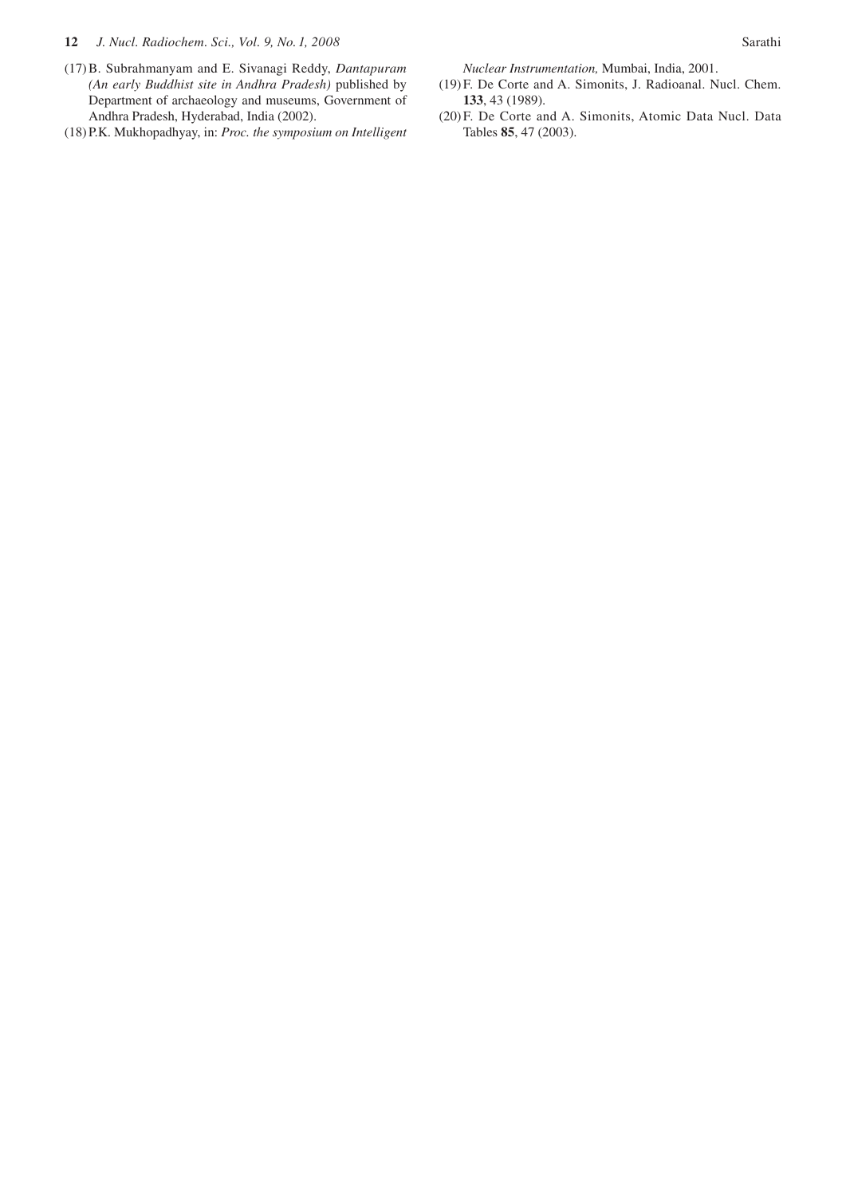(17) B. Subrahmanyam and E. Sivanagi Reddy, *Dantapuram (An early Buddhist site in Andhra Pradesh)* published by Department of archaeology and museums, Government of Andhra Pradesh, Hyderabad, India (2002).

(18) P.K. Mukhopadhyay, in: *Proc. the symposium on Intelligent Nuclear Instrumentation,* Mumbai, India, 2001.

(19) F. De Corte and A. Simonits, J. Radioanal. Nucl. Chem. **133**, 43 (1989).

(20) F. De Corte and A. Simonits, Atomic Data Nucl. Data Tables **85**, 47 (2003).